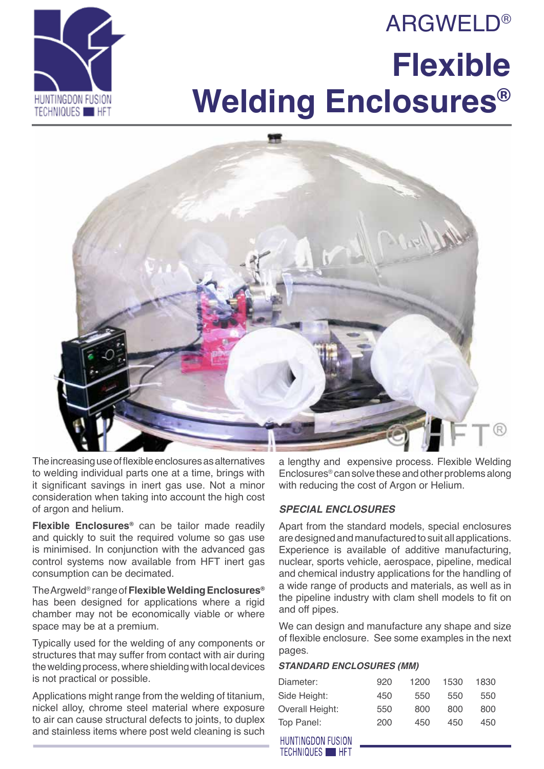# ARGWELD®

# Flexible Welding Enclosures®

The increasing use of flexible enclosures as alternatives to welding individual parts one at a time, brings with it significant savings in inert gas use. Not a minor consideration when taking into account the high cost of argon and helium.

**Flexible Enclosures®** can be tailor made readily and quickly to suit the required volume so gas use is minimised. In conjunction with the advanced gas control systems now available from HFT inert gas consumption can be decimated.

The Argweld® range of **Flexible Welding Enclosures®** has been designed for applications where a rigid chamber may not be economically viable or where space may be at a premium.

Typically used for the welding of any components or structures that may suffer from contact with air during the welding process, where shielding with local devices is not practical or possible.

Applications might range from the welding of titanium, nickel alloy, chrome steel material where exposure to air can cause structural defects to joints, to duplex and stainless items where post weld cleaning is such a lengthy and expensive process. Flexible Welding Enclosures® can solve these and other problems along with reducing the cost of Argon or Helium.

### *SPECIAL ENCLOSURES*

Apart from the standard models, special enclosures are designed and manufactured to suit all applications. Experience is available of additive manufacturing, nuclear, sports vehicle, aerospace, pipeline, medical and chemical industry applications for the handling of a wide range of products and materials, as well as in the pipeline industry with clam shell models to fit on and off pipes.

We can design and manufacture any shape and size of flexible enclosure. See some examples in the next pages.

### *STANDARD ENCLOSURES (MM)*

| | | | | |
|---|---|---|---|---|
| Diameter: | 920 | 1200 | 1530 | 1830 |
| Side Height: | 450 | 550 | 550 | 550 |
| Overall Height: | 550 | 800 | 800 | 800 |
| Top Panel: | 200 | 450 | 450 | 450 |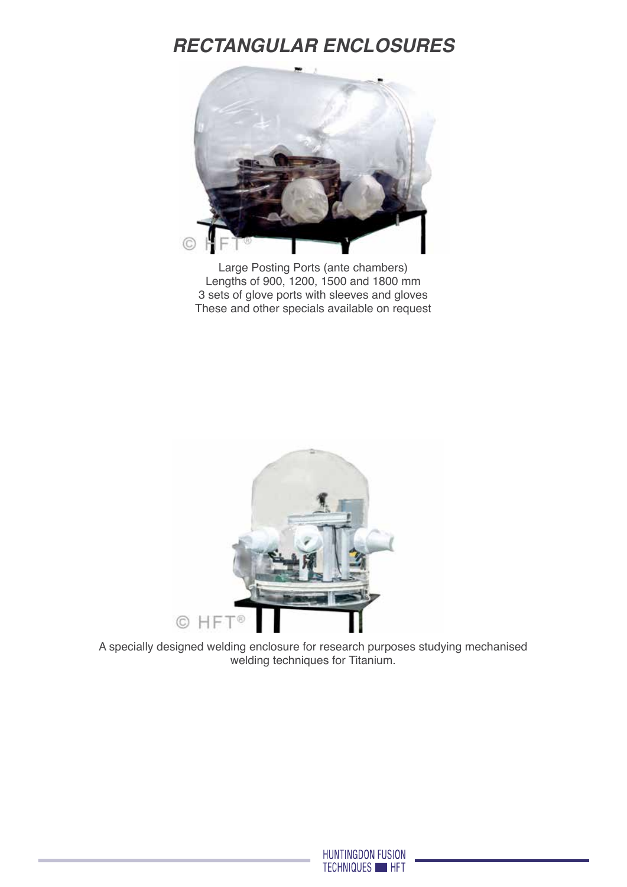# RECTANGULAR ENCLOSURES

Large Posting Ports (ante chambers)
Lengths of 900, 1200, 1500 and 1800 mm
3 sets of glove ports with sleeves and gloves
These and other specials available on request

A specially designed welding enclosure for research purposes studying mechanised welding techniques for Titanium.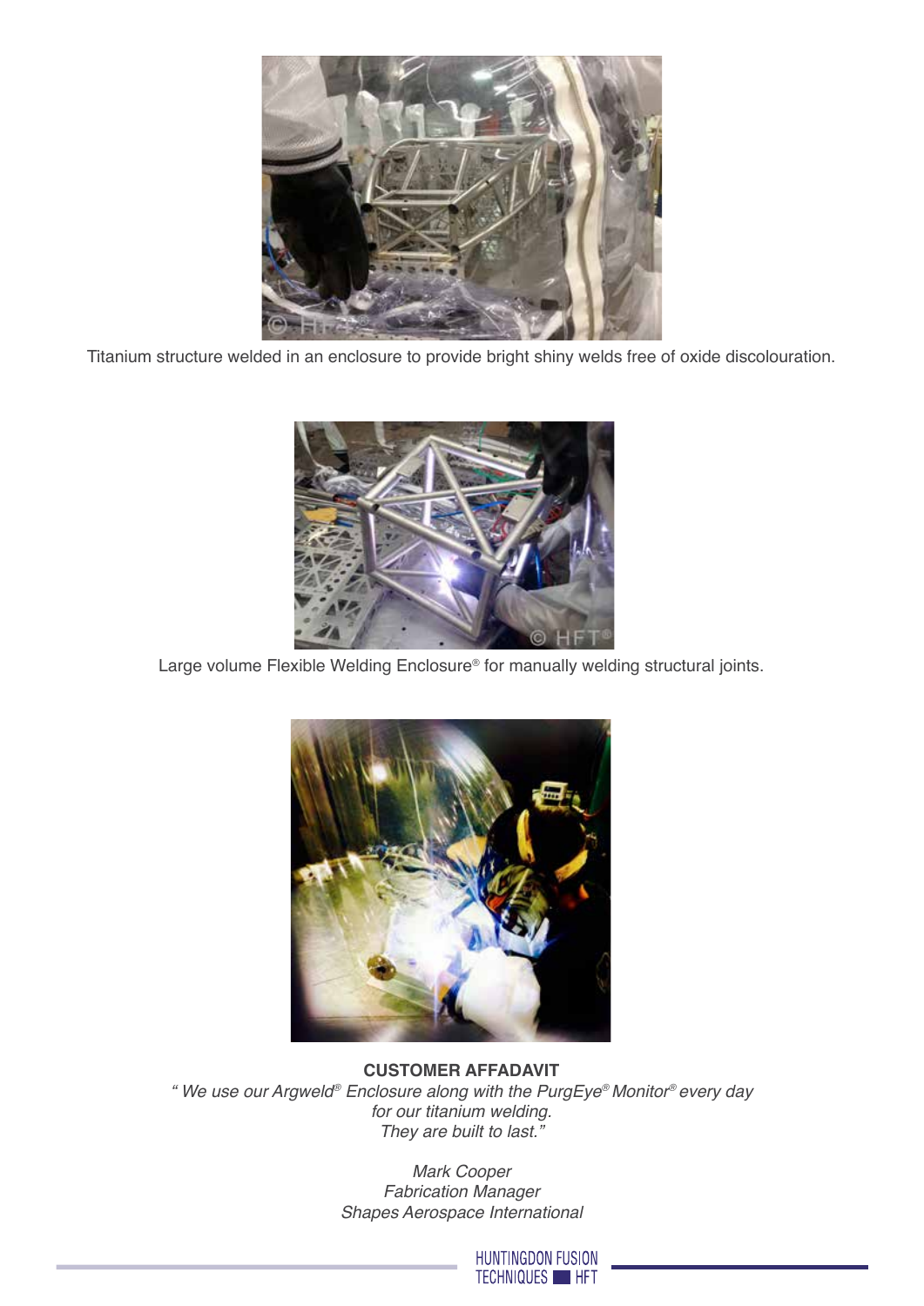Titanium structure welded in an enclosure to provide bright shiny welds free of oxide discolouration.

Large volume Flexible Welding Enclosure® for manually welding structural joints.

**CUSTOMER AFFADAVIT**

*" We use our Argweld® Enclosure along with the PurgEye® Monitor® every day for our titanium welding. They are built to last."*

*Mark Cooper*
*Fabrication Manager*
*Shapes Aerospace International*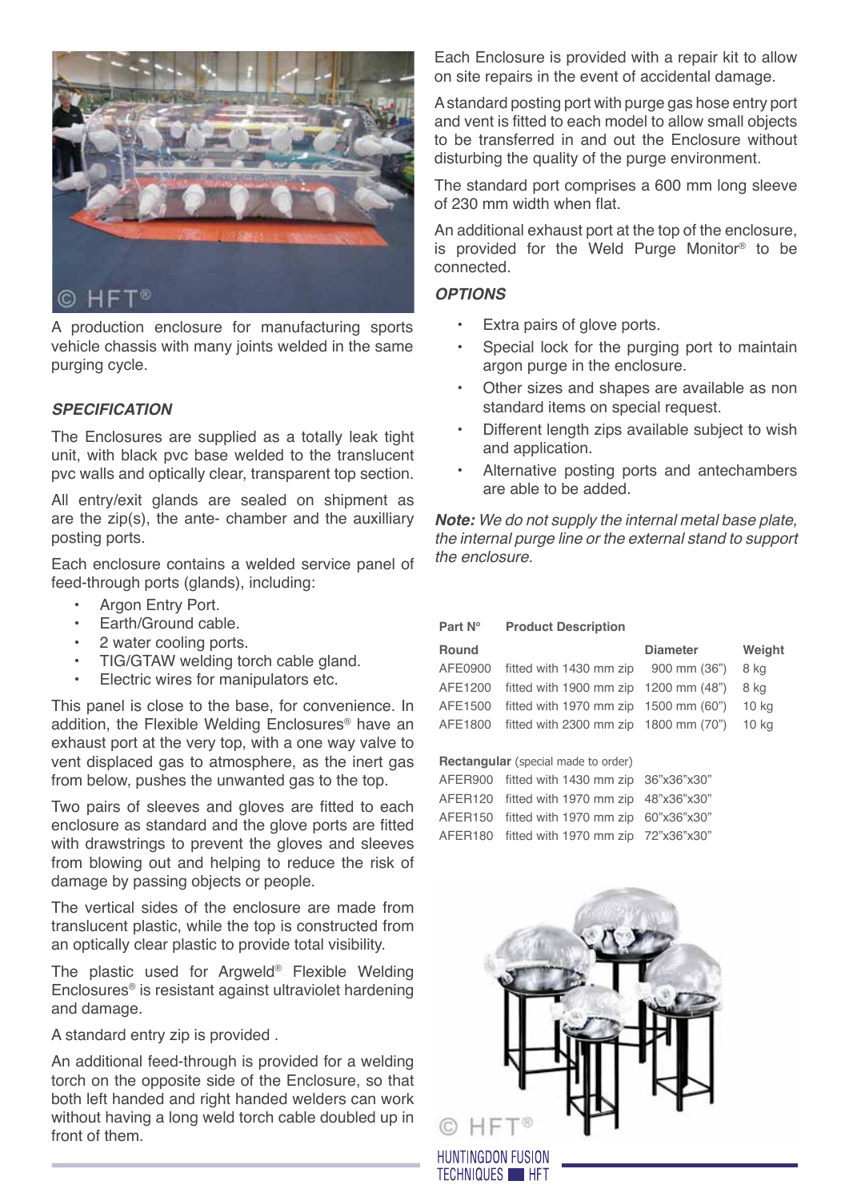A production enclosure for manufacturing sports vehicle chassis with many joints welded in the same purging cycle.

### *SPECIFICATION*

The Enclosures are supplied as a totally leak tight unit, with black pvc base welded to the translucent pvc walls and optically clear, transparent top section.

All entry/exit glands are sealed on shipment as are the zip(s), the ante- chamber and the auxilliary posting ports.

Each enclosure contains a welded service panel of feed-through ports (glands), including:

- Argon Entry Port.
- Earth/Ground cable.
- 2 water cooling ports.
- TIG/GTAW welding torch cable gland.
- Electric wires for manipulators etc.

This panel is close to the base, for convenience. In addition, the Flexible Welding Enclosures® have an exhaust port at the very top, with a one way valve to vent displaced gas to atmosphere, as the inert gas from below, pushes the unwanted gas to the top.

Two pairs of sleeves and gloves are fitted to each enclosure as standard and the glove ports are fitted with drawstrings to prevent the gloves and sleeves from blowing out and helping to reduce the risk of damage by passing objects or people.

The vertical sides of the enclosure are made from translucent plastic, while the top is constructed from an optically clear plastic to provide total visibility.

The plastic used for Argweld® Flexible Welding Enclosures® is resistant against ultraviolet hardening and damage.

A standard entry zip is provided .

An additional feed-through is provided for a welding torch on the opposite side of the Enclosure, so that both left handed and right handed welders can work without having a long weld torch cable doubled up in front of them.

Each Enclosure is provided with a repair kit to allow on site repairs in the event of accidental damage.

A standard posting port with purge gas hose entry port and vent is fitted to each model to allow small objects to be transferred in and out the Enclosure without disturbing the quality of the purge environment.

The standard port comprises a 600 mm long sleeve of 230 mm width when flat.

An additional exhaust port at the top of the enclosure, is provided for the Weld Purge Monitor® to be connected.

### *OPTIONS*

- Extra pairs of glove ports.
- Special lock for the purging port to maintain argon purge in the enclosure.
- Other sizes and shapes are available as non standard items on special request.
- Different length zips available subject to wish and application.
- Alternative posting ports and antechambers are able to be added.

***Note:*** *We do not supply the internal metal base plate, the internal purge line or the external stand to support the enclosure.*

| Part N° | Product Description | Diameter | Weight |
|---|---|---|---|
| **Round** | | **Diameter** | **Weight** |
| AFE0900 | fitted with 1430 mm zip | 900 mm (36") | 8 kg |
| AFE1200 | fitted with 1900 mm zip | 1200 mm (48") | 8 kg |
| AFE1500 | fitted with 1970 mm zip | 1500 mm (60") | 10 kg |
| AFE1800 | fitted with 2300 mm zip | 1800 mm (70") | 10 kg |
| **Rectangular** (special made to order) | | | |
| AFER900 | fitted with 1430 mm zip | 36"x36"x30" | |
| AFER120 | fitted with 1970 mm zip | 48"x36"x30" | |
| AFER150 | fitted with 1970 mm zip | 60"x36"x30" | |
| AFER180 | fitted with 1970 mm zip | 72"x36"x30" | |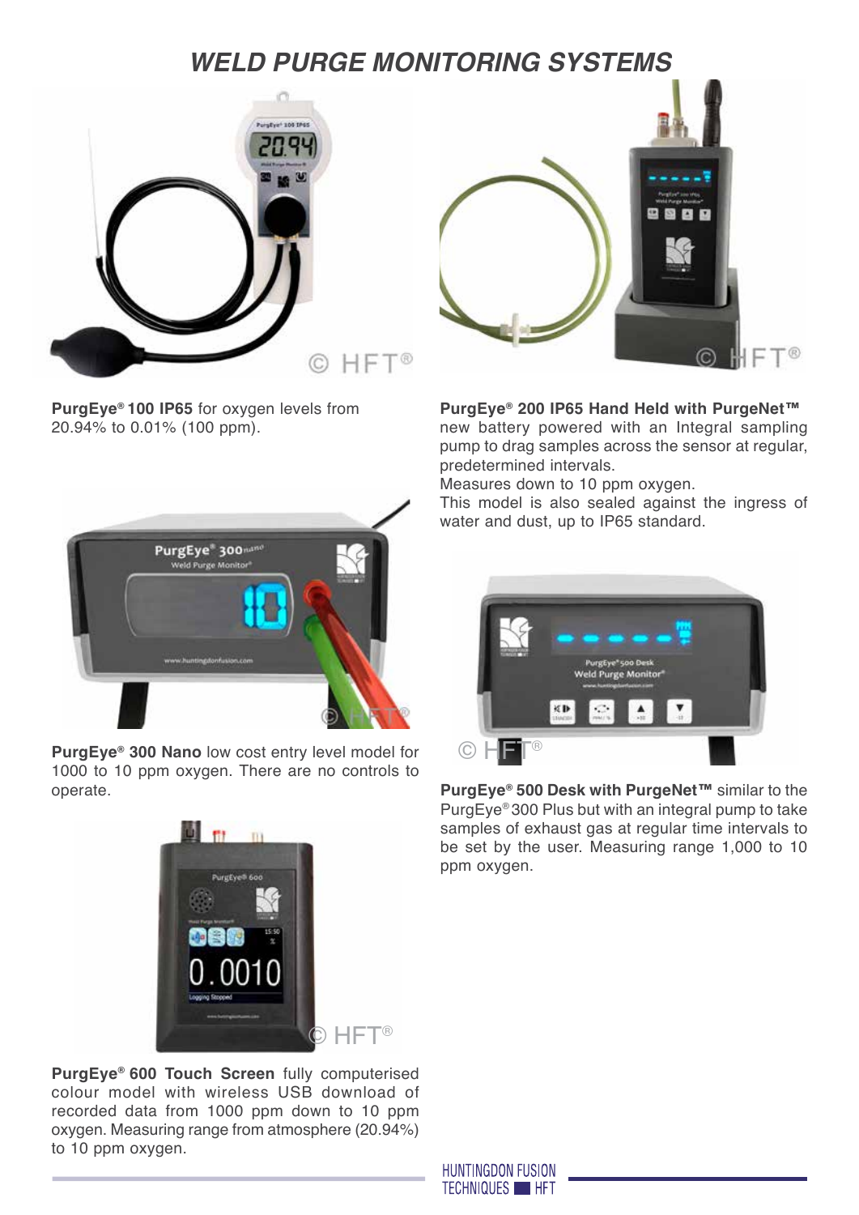# WELD PURGE MONITORING SYSTEMS

**PurgEye® 100 IP65** for oxygen levels from 20.94% to 0.01% (100 ppm).

**PurgEye® 200 IP65 Hand Held with PurgeNet™** new battery powered with an Integral sampling pump to drag samples across the sensor at regular, predetermined intervals.
Measures down to 10 ppm oxygen.
This model is also sealed against the ingress of water and dust, up to IP65 standard.

**PurgEye® 300 Nano** low cost entry level model for 1000 to 10 ppm oxygen. There are no controls to operate.

**PurgEye® 500 Desk with PurgeNet™** similar to the PurgEye® 300 Plus but with an integral pump to take samples of exhaust gas at regular time intervals to be set by the user. Measuring range 1,000 to 10 ppm oxygen.

**PurgEye® 600 Touch Screen** fully computerised colour model with wireless USB download of recorded data from 1000 ppm down to 10 ppm oxygen. Measuring range from atmosphere (20.94%) to 10 ppm oxygen.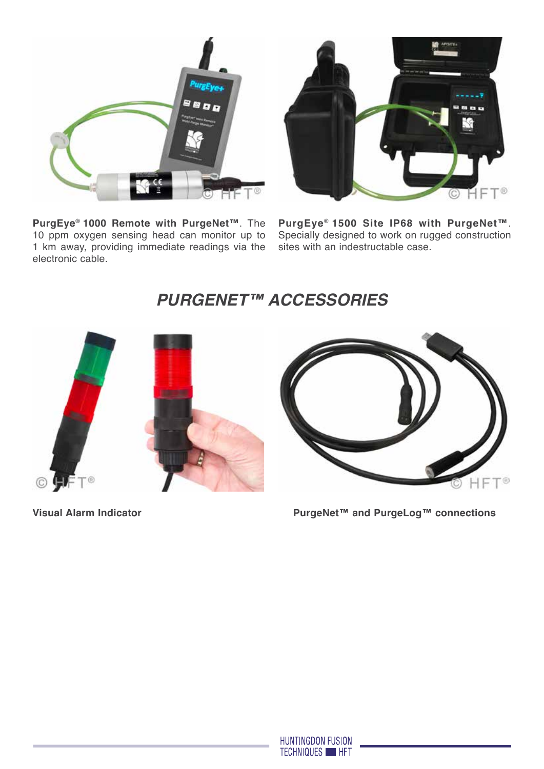**PurgEye® 1000 Remote with PurgeNet™**. The 10 ppm oxygen sensing head can monitor up to 1 km away, providing immediate readings via the electronic cable.

**PurgEye® 1500 Site IP68 with PurgeNet™**. Specially designed to work on rugged construction sites with an indestructible case.

## *PURGENET™ ACCESSORIES*

**Visual Alarm Indicator**

**PurgeNet™ and PurgeLog™ connections**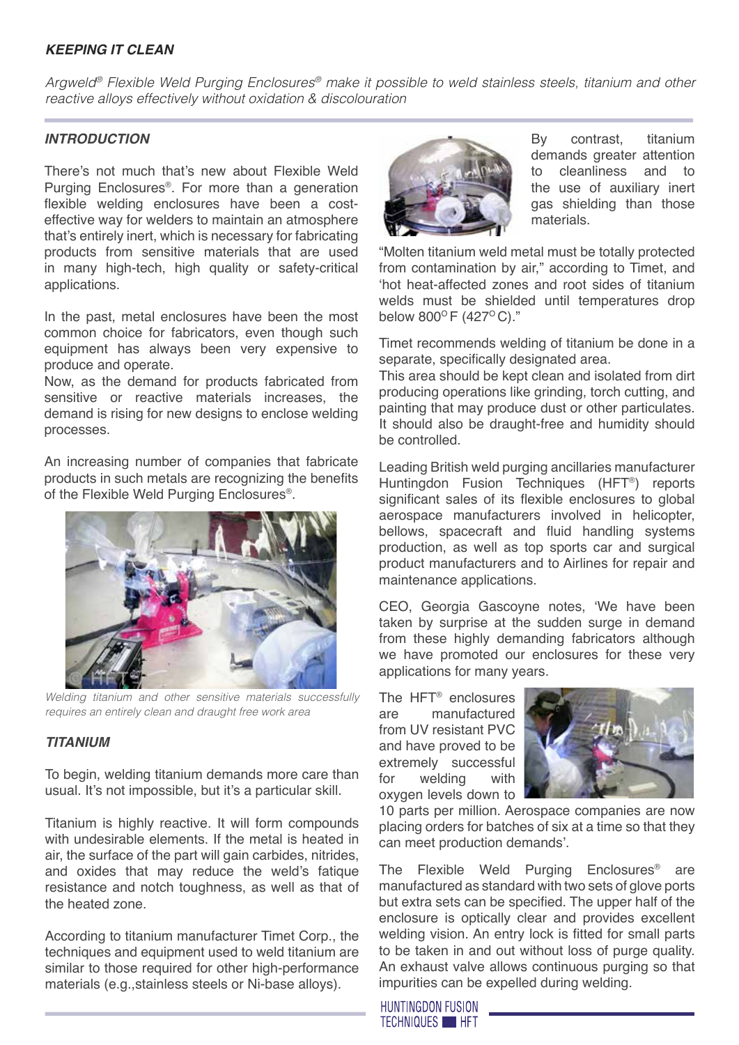***KEEPING IT CLEAN***

*Argweld® Flexible Weld Purging Enclosures® make it possible to weld stainless steels, titanium and other reactive alloys effectively without oxidation & discolouration*

### *INTRODUCTION*

There's not much that's new about Flexible Weld Purging Enclosures®. For more than a generation flexible welding enclosures have been a cost-effective way for welders to maintain an atmosphere that's entirely inert, which is necessary for fabricating products from sensitive materials that are used in many high-tech, high quality or safety-critical applications.

In the past, metal enclosures have been the most common choice for fabricators, even though such equipment has always been very expensive to produce and operate.
Now, as the demand for products fabricated from sensitive or reactive materials increases, the demand is rising for new designs to enclose welding processes.

An increasing number of companies that fabricate products in such metals are recognizing the benefits of the Flexible Weld Purging Enclosures®.

*Welding titanium and other sensitive materials successfully requires an entirely clean and draught free work area*

### *TITANIUM*

To begin, welding titanium demands more care than usual. It's not impossible, but it's a particular skill.

Titanium is highly reactive. It will form compounds with undesirable elements. If the metal is heated in air, the surface of the part will gain carbides, nitrides, and oxides that may reduce the weld's fatigue resistance and notch toughness, as well as that of the heated zone.

According to titanium manufacturer Timet Corp., the techniques and equipment used to weld titanium are similar to those required for other high-performance materials (e.g.,stainless steels or Ni-base alloys).

By contrast, titanium demands greater attention to cleanliness and to the use of auxiliary inert gas shielding than those materials.

"Molten titanium weld metal must be totally protected from contamination by air," according to Timet, and 'hot heat-affected zones and root sides of titanium welds must be shielded until temperatures drop below 800$^{O}$F (427$^{O}$C)."

Timet recommends welding of titanium be done in a separate, specifically designated area.
This area should be kept clean and isolated from dirt producing operations like grinding, torch cutting, and painting that may produce dust or other particulates. It should also be draught-free and humidity should be controlled.

Leading British weld purging ancillaries manufacturer Huntingdon Fusion Techniques (HFT®) reports significant sales of its flexible enclosures to global aerospace manufacturers involved in helicopter, bellows, spacecraft and fluid handling systems production, as well as top sports car and surgical product manufacturers and to Airlines for repair and maintenance applications.

CEO, Georgia Gascoyne notes, 'We have been taken by surprise at the sudden surge in demand from these highly demanding fabricators although we have promoted our enclosures for these very applications for many years.

The HFT® enclosures are manufactured from UV resistant PVC and have proved to be extremely successful for welding with oxygen levels down to 10 parts per million. Aerospace companies are now placing orders for batches of six at a time so that they can meet production demands'.

The Flexible Weld Purging Enclosures® are manufactured as standard with two sets of glove ports but extra sets can be specified. The upper half of the enclosure is optically clear and provides excellent welding vision. An entry lock is fitted for small parts to be taken in and out without loss of purge quality. An exhaust valve allows continuous purging so that impurities can be expelled during welding.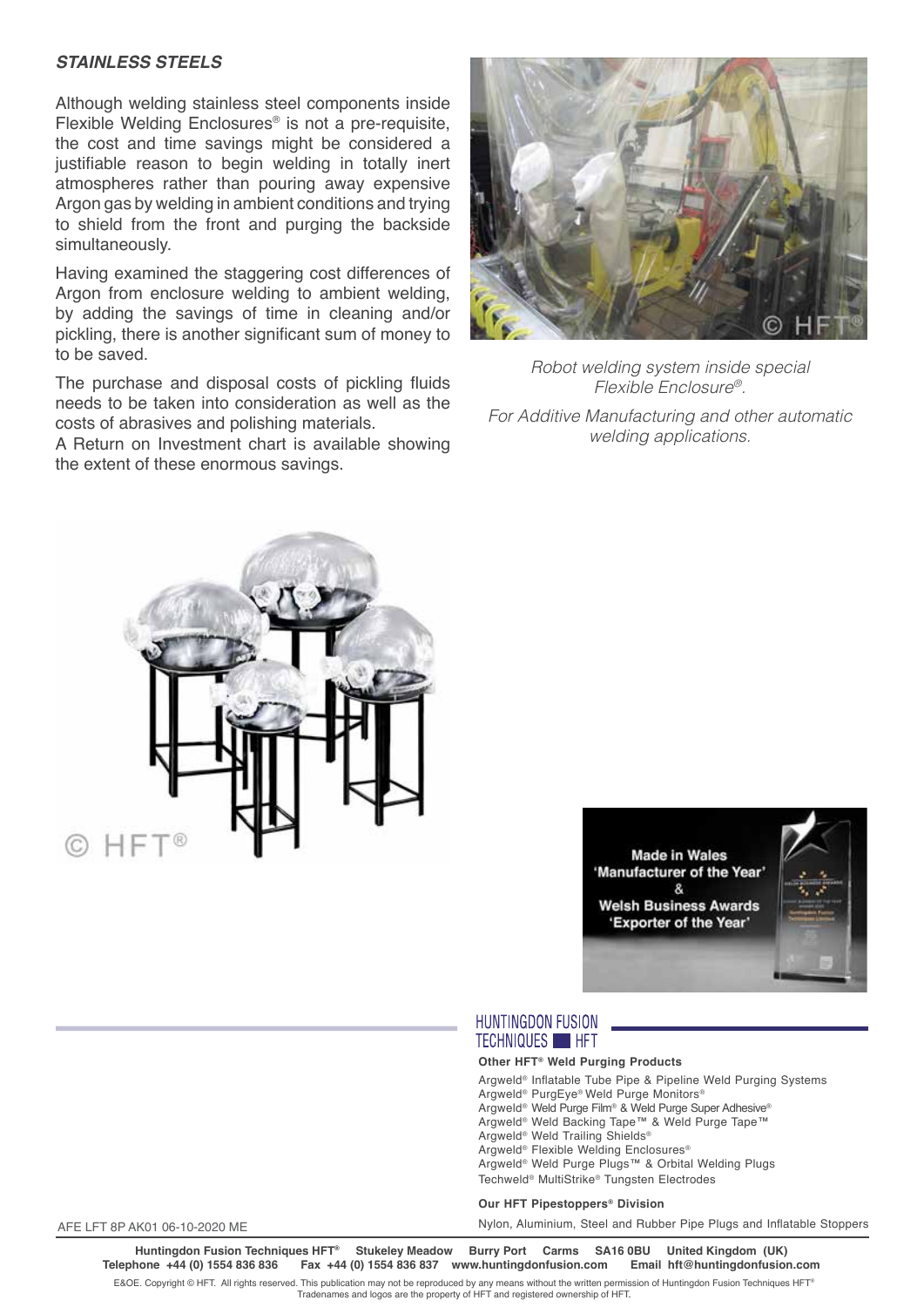### *STAINLESS STEELS*

Although welding stainless steel components inside Flexible Welding Enclosures® is not a pre-requisite, the cost and time savings might be considered a justifiable reason to begin welding in totally inert atmospheres rather than pouring away expensive Argon gas by welding in ambient conditions and trying to shield from the front and purging the backside simultaneously.

Having examined the staggering cost differences of Argon from enclosure welding to ambient welding, by adding the savings of time in cleaning and/or pickling, there is another significant sum of money to to be saved.

The purchase and disposal costs of pickling fluids needs to be taken into consideration as well as the costs of abrasives and polishing materials.

A Return on Investment chart is available showing the extent of these enormous savings.

*Robot welding system inside special Flexible Enclosure®.*

*For Additive Manufacturing and other automatic welding applications.*

Made in Wales 'Manufacturer of the Year' & Welsh Business Awards 'Exporter of the Year'

HUNTINGDON FUSION TECHNIQUES HFT

**Other HFT® Weld Purging Products**

Argweld® Inflatable Tube Pipe & Pipeline Weld Purging Systems
Argweld® PurgEye® Weld Purge Monitors®
Argweld® Weld Purge Film® & Weld Purge Super Adhesive®
Argweld® Weld Backing Tape™ & Weld Purge Tape™
Argweld® Weld Trailing Shields®
Argweld® Flexible Welding Enclosures®
Argweld® Weld Purge Plugs™ & Orbital Welding Plugs
Techweld® MultiStrike® Tungsten Electrodes

**Our HFT Pipestoppers® Division**

Nylon, Aluminium, Steel and Rubber Pipe Plugs and Inflatable Stoppers

AFE LFT 8P AK01 06-10-2020 ME

**Huntingdon Fusion Techniques HFT® Stukeley Meadow Burry Port Carms SA16 0BU United Kingdom (UK)**
**Telephone +44 (0) 1554 836 836 Fax +44 (0) 1554 836 837 www.huntingdonfusion.com Email hft@huntingdonfusion.com**

E&OE. Copyright © HFT. All rights reserved. This publication may not be reproduced by any means without the written permission of Huntingdon Fusion Techniques HFT®
Tradenames and logos are the property of HFT and registered ownership of HFT.